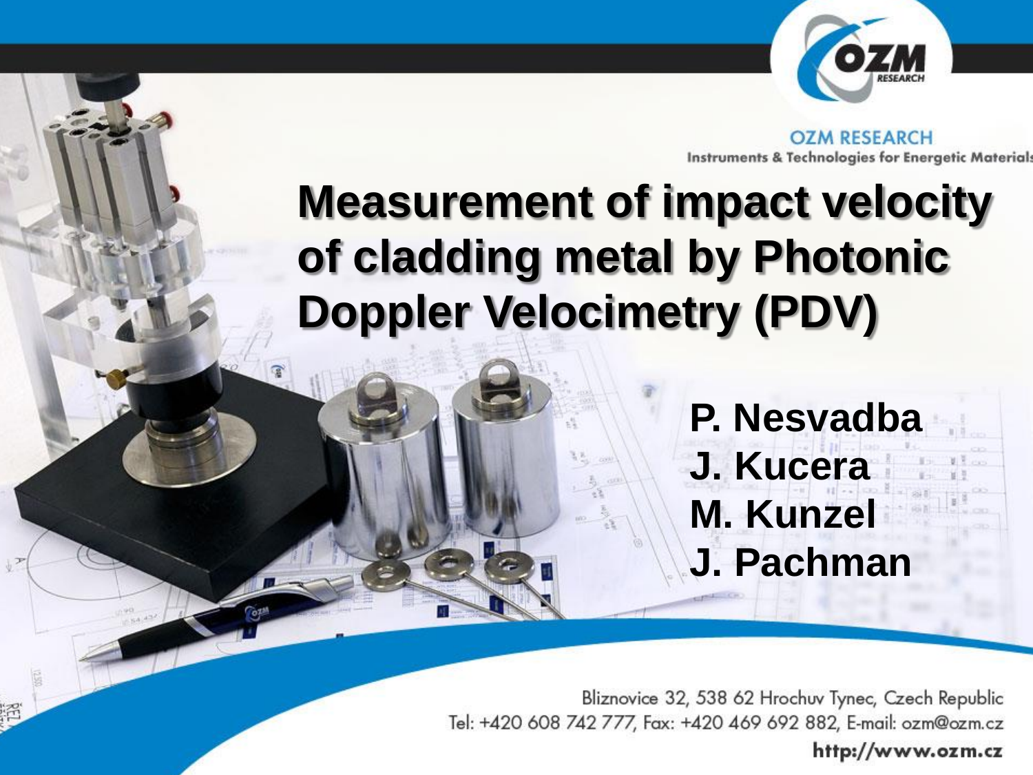OZM RESEARCH

Instruments & Technologies for Energetic Materials

# Measurement of impact velocity of cladding metal by Photonic Doppler Velocimetry (PDV)

**P. Nesvadba**
**J. Kucera**
**M. Kunzel**
**J. Pachman**

Bliznovice 32, 538 62 Hrochuv Tynec, Czech Republic
Tel: +420 608 742 777, Fax: +420 469 692 882, E-mail: ozm@ozm.cz
http://www.ozm.cz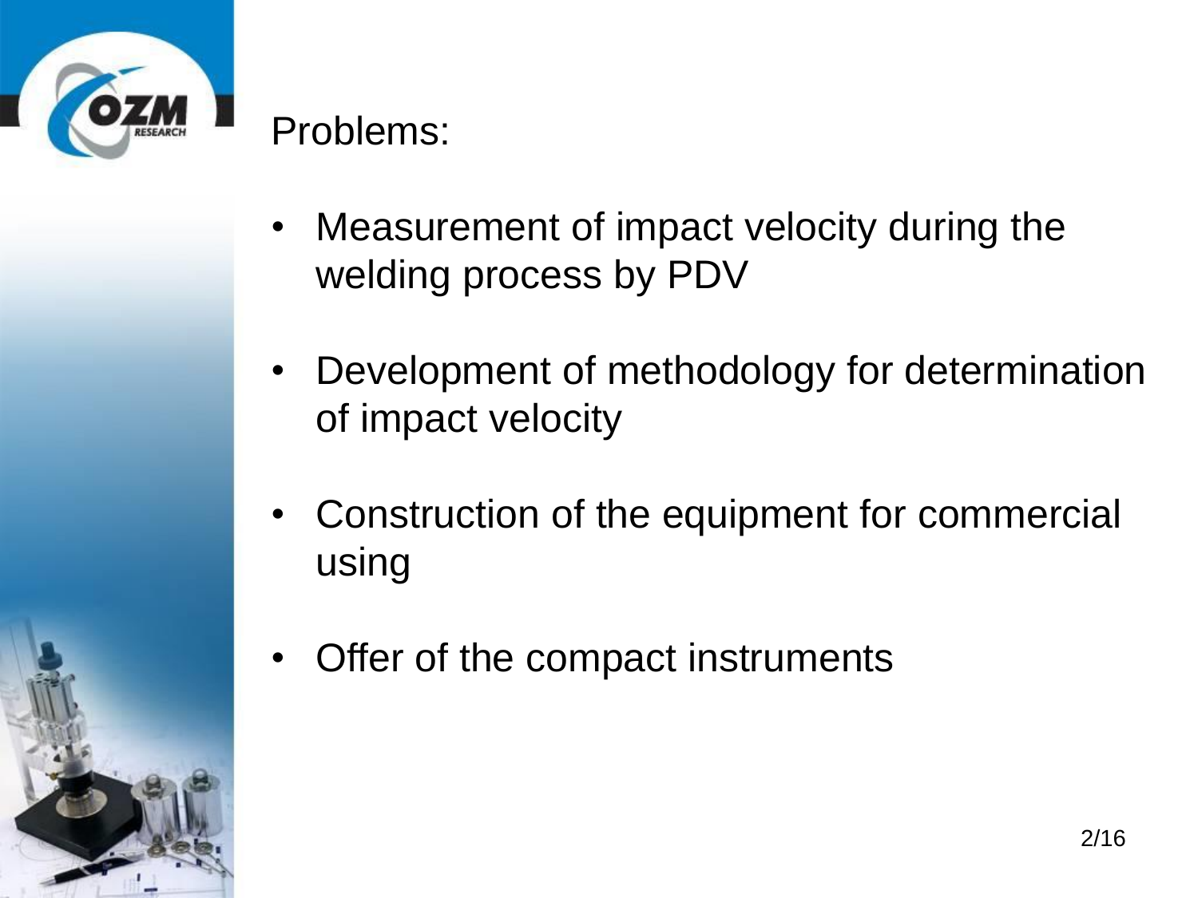Problems:

- Measurement of impact velocity during the welding process by PDV
- Development of methodology for determination of impact velocity
- Construction of the equipment for commercial using
- Offer of the compact instruments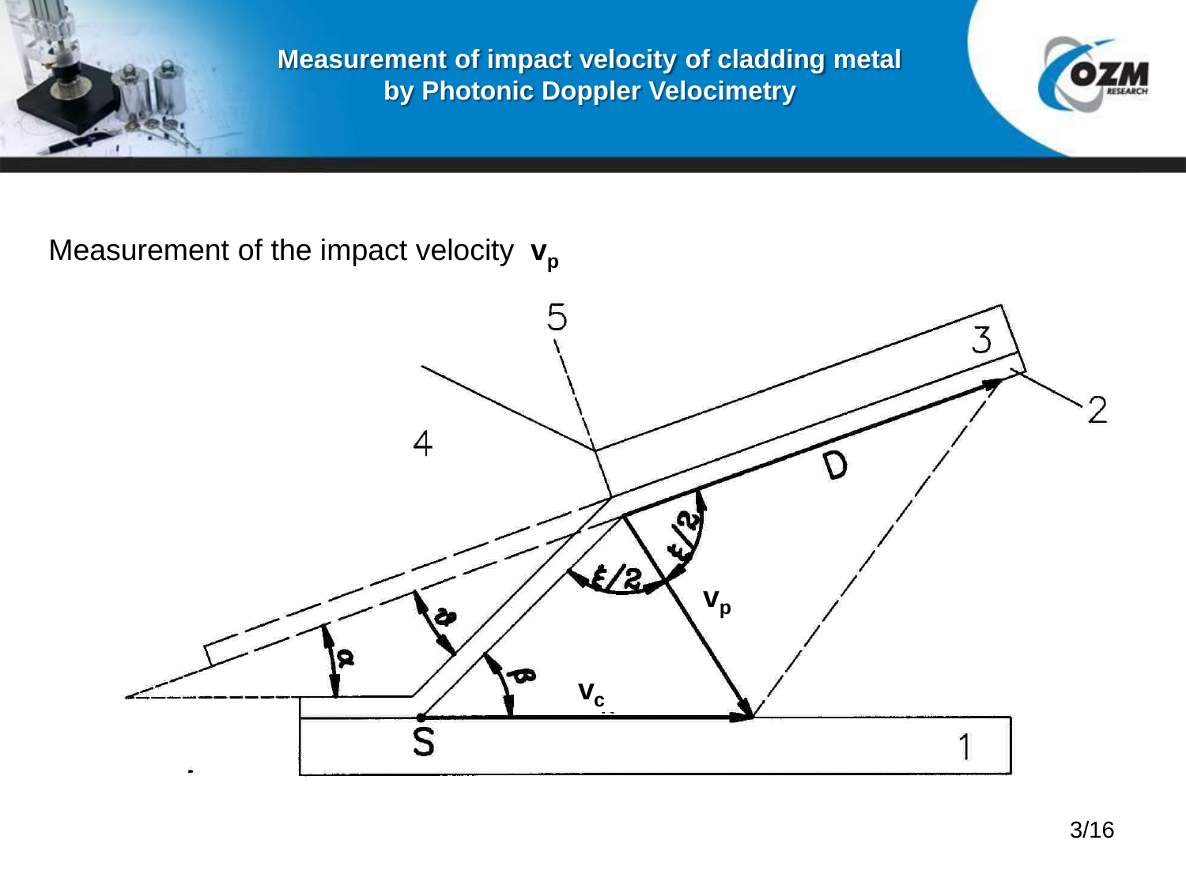# Measurement of impact velocity of cladding metal by Photonic Doppler Velocimetry

Measurement of the impact velocity $\mathbf{v_p}$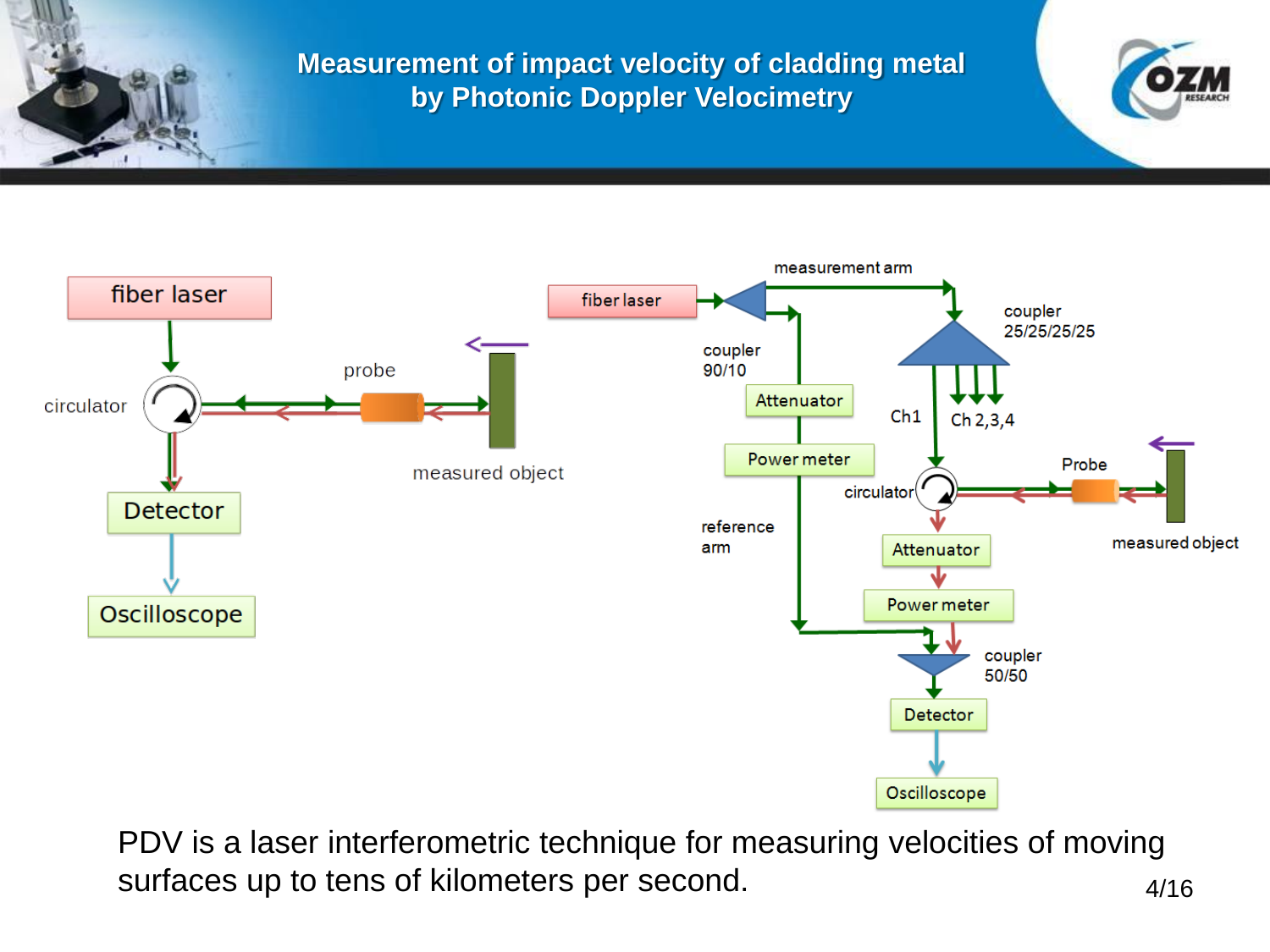# Measurement of impact velocity of cladding metal by Photonic Doppler Velocimetry

fiber laser

circulator

probe

measured object

Detector

Oscilloscope

fiber laser

measurement arm

coupler 90/10

coupler 25/25/25/25

Attenuator

Power meter

Ch1

Ch 2,3,4

circulator

Probe

measured object

reference arm

Attenuator

Power meter

coupler 50/50

Detector

Oscilloscope

PDV is a laser interferometric technique for measuring velocities of moving surfaces up to tens of kilometers per second.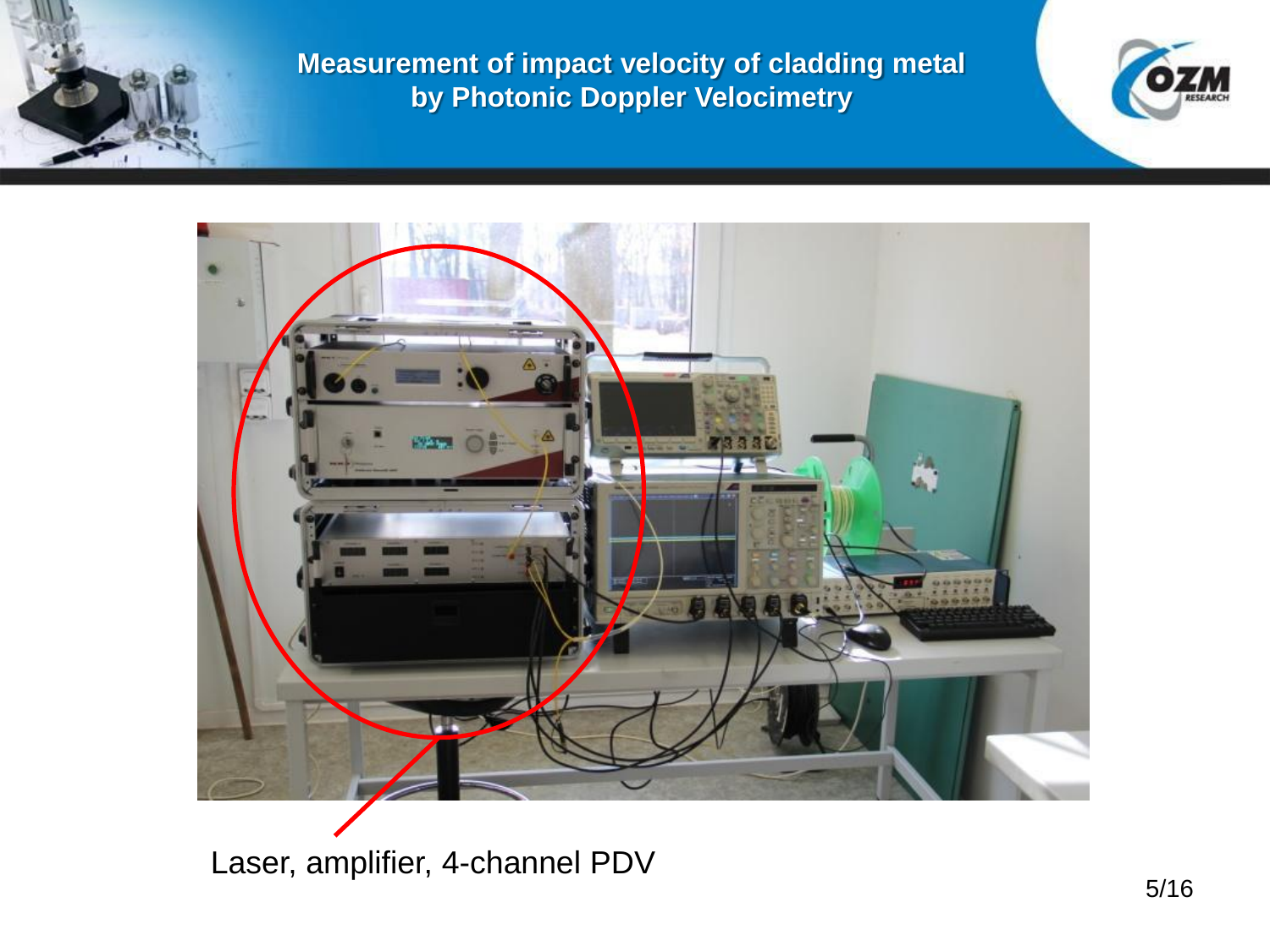# Measurement of impact velocity of cladding metal by Photonic Doppler Velocimetry

Laser, amplifier, 4-channel PDV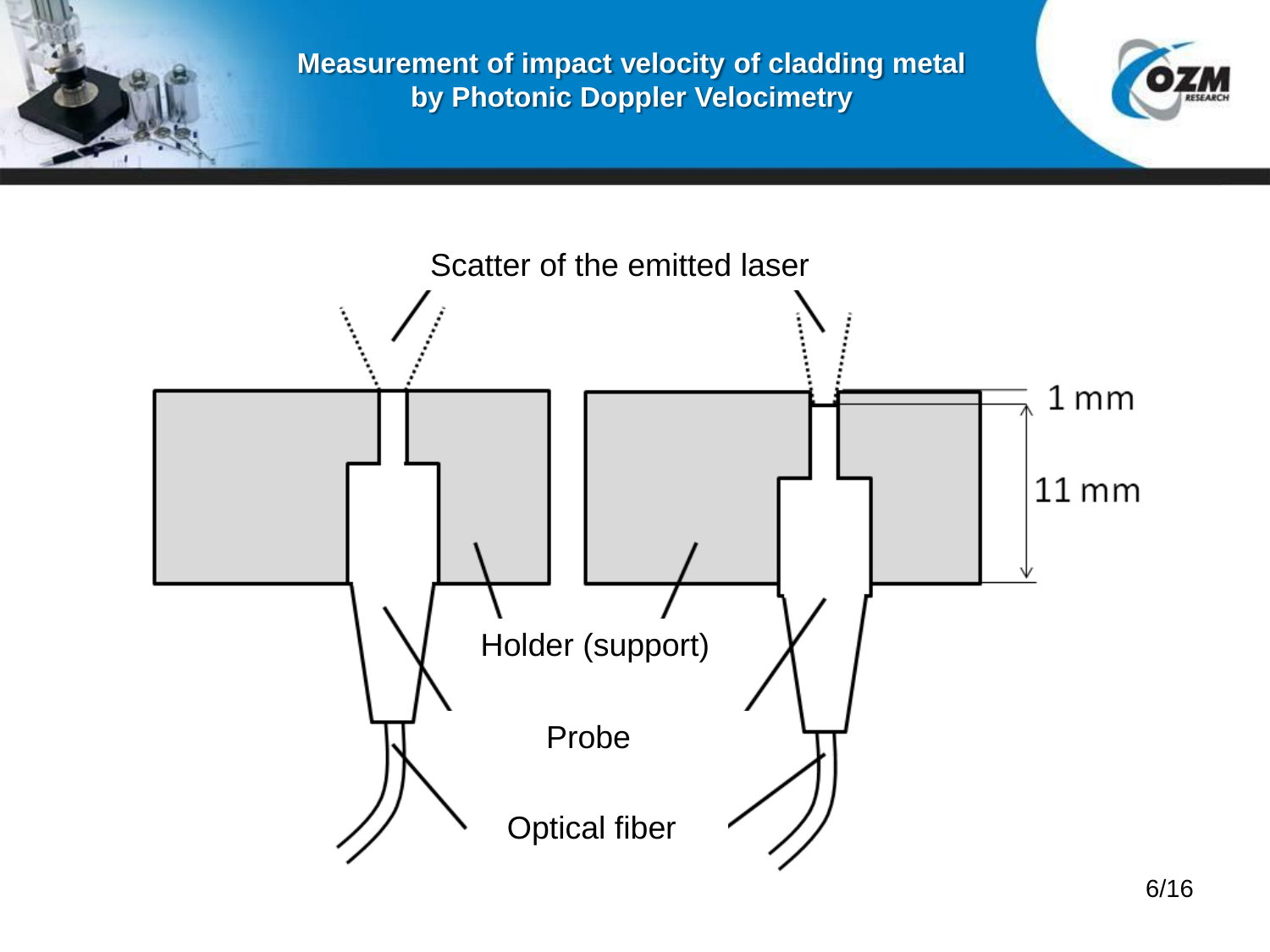# Measurement of impact velocity of cladding metal by Photonic Doppler Velocimetry

Scatter of the emitted laser

1 mm

11 mm

Holder (support)

Probe

Optical fiber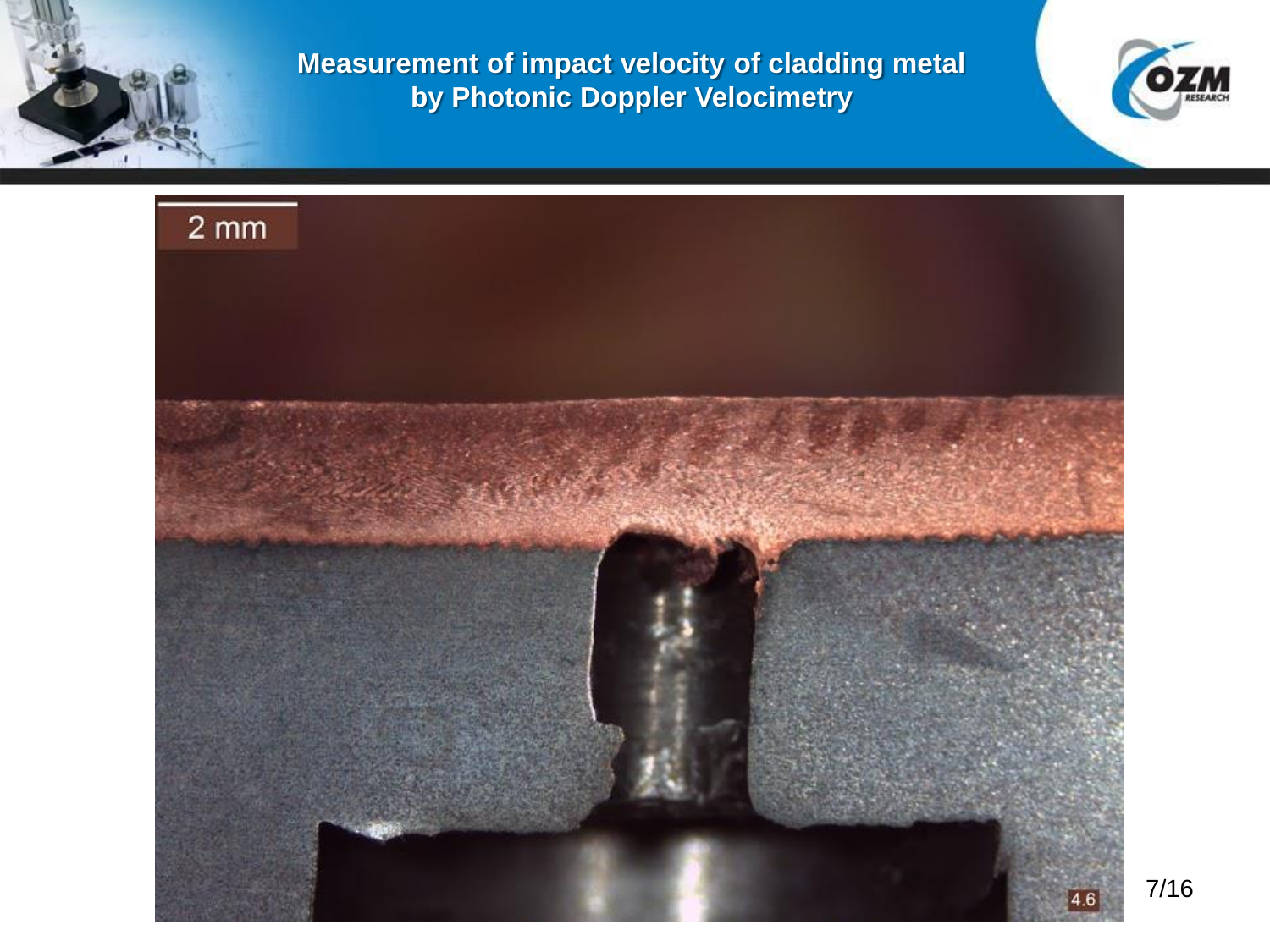# Measurement of impact velocity of cladding metal by Photonic Doppler Velocimetry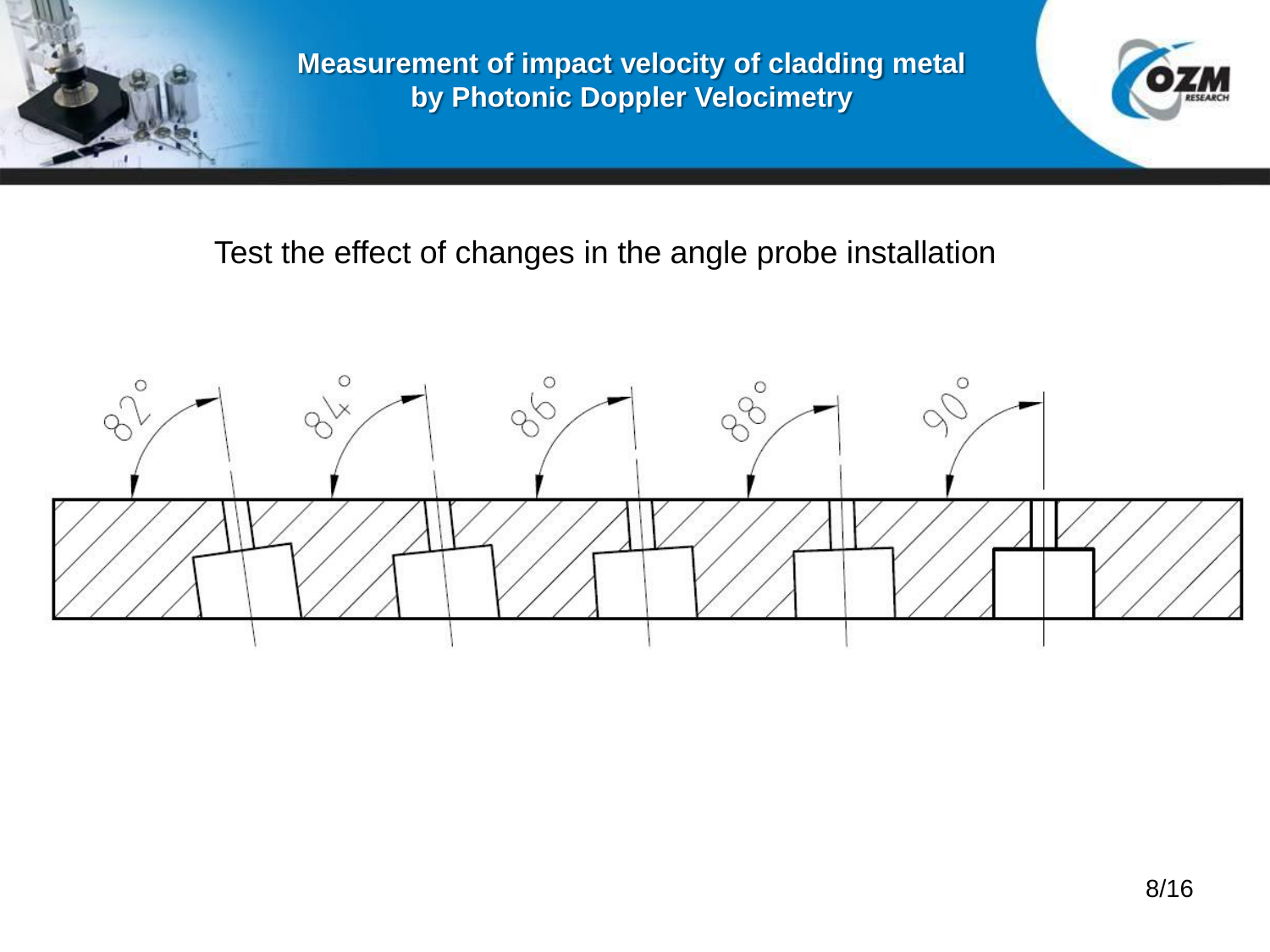Test the effect of changes in the angle probe installation

82°

84°

86°

88°

90°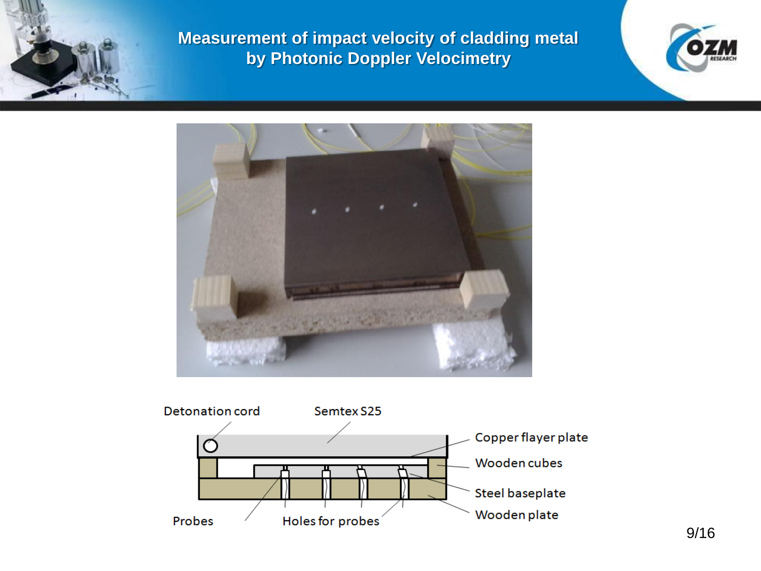# Measurement of impact velocity of cladding metal by Photonic Doppler Velocimetry

Detonation cord

Semtex S25

Copper flayer plate

Wooden cubes

Steel baseplate

Wooden plate

Probes

Holes for probes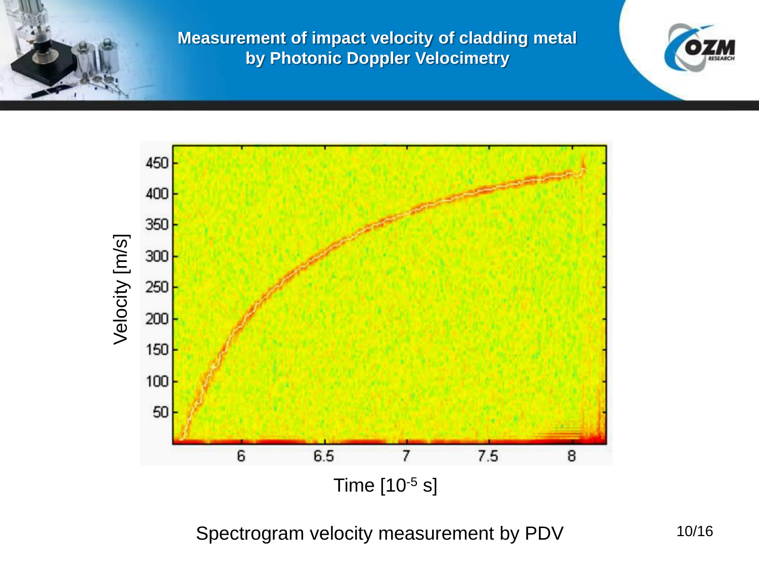# Measurement of impact velocity of cladding metal by Photonic Doppler Velocimetry

Velocity [m/s]

450
400
350
300
250
200
150
100
50

6 6.5 7 7.5 8

Time [$10^{-5}$ s]

Spectrogram velocity measurement by PDV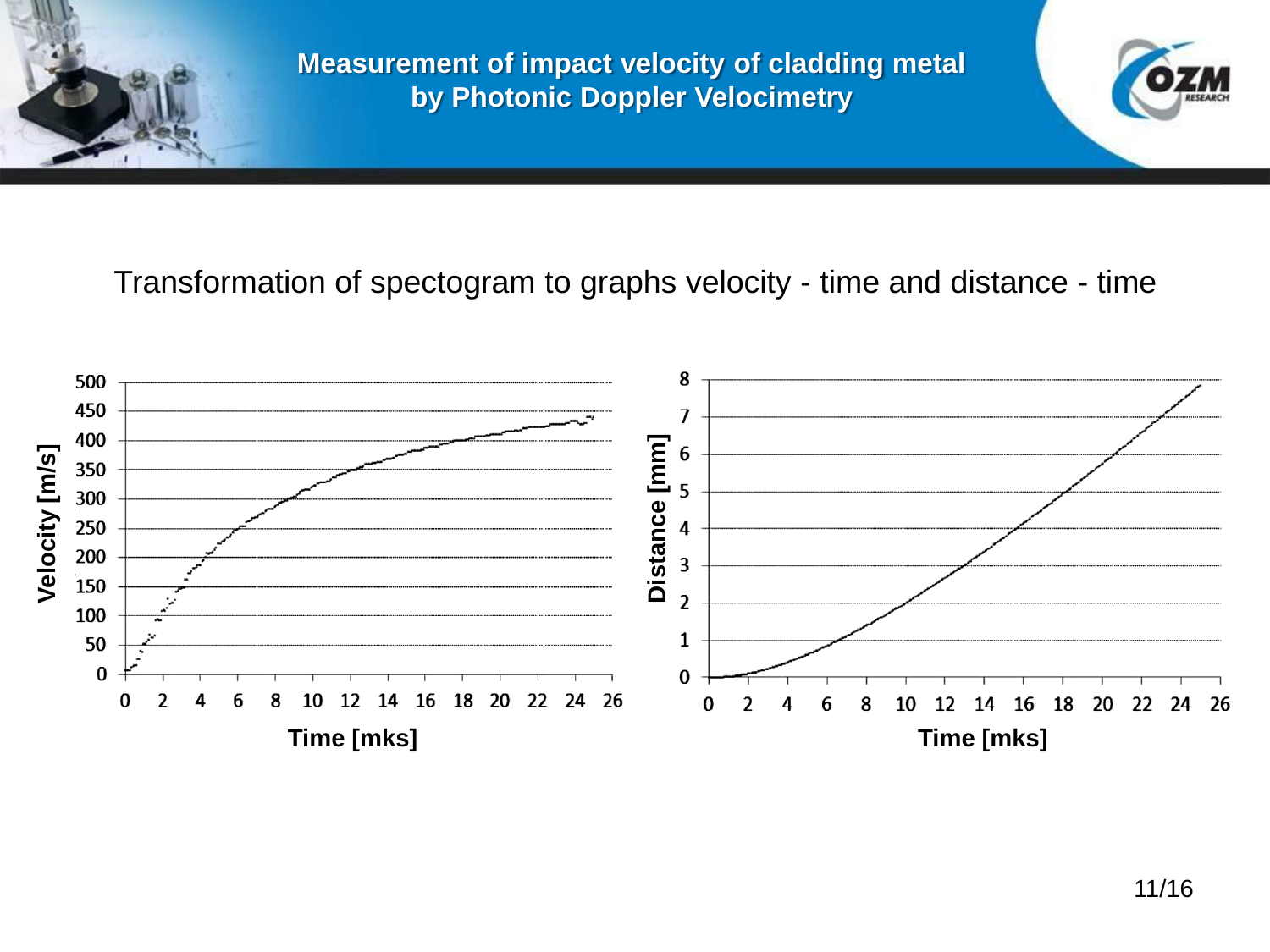# Measurement of impact velocity of cladding metal by Photonic Doppler Velocimetry

Transformation of spectogram to graphs velocity - time and distance - time

Velocity [m/s]

500
450
400
350
300
250
200
150
100
50
0

0 2 4 6 8 10 12 14 16 18 20 22 24 26

Time [mks]

Distance [mm]

8
7
6
5
4
3
2
1
0

0 2 4 6 8 10 12 14 16 18 20 22 24 26

Time [mks]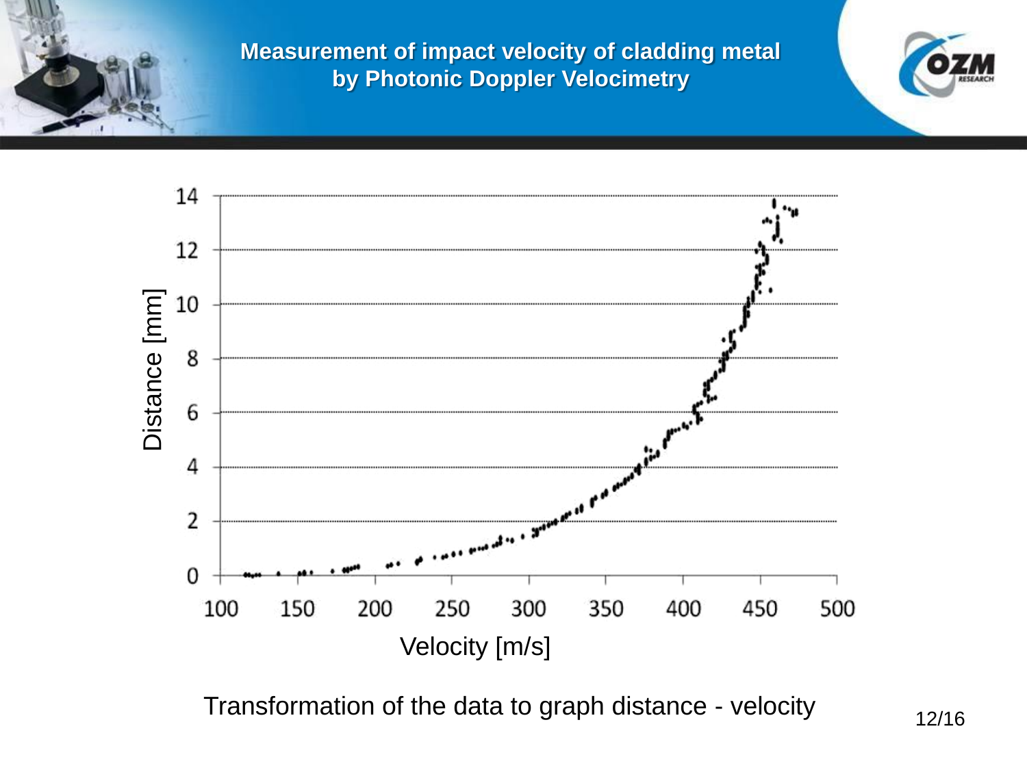# Measurement of impact velocity of cladding metal by Photonic Doppler Velocimetry

Transformation of the data to graph distance - velocity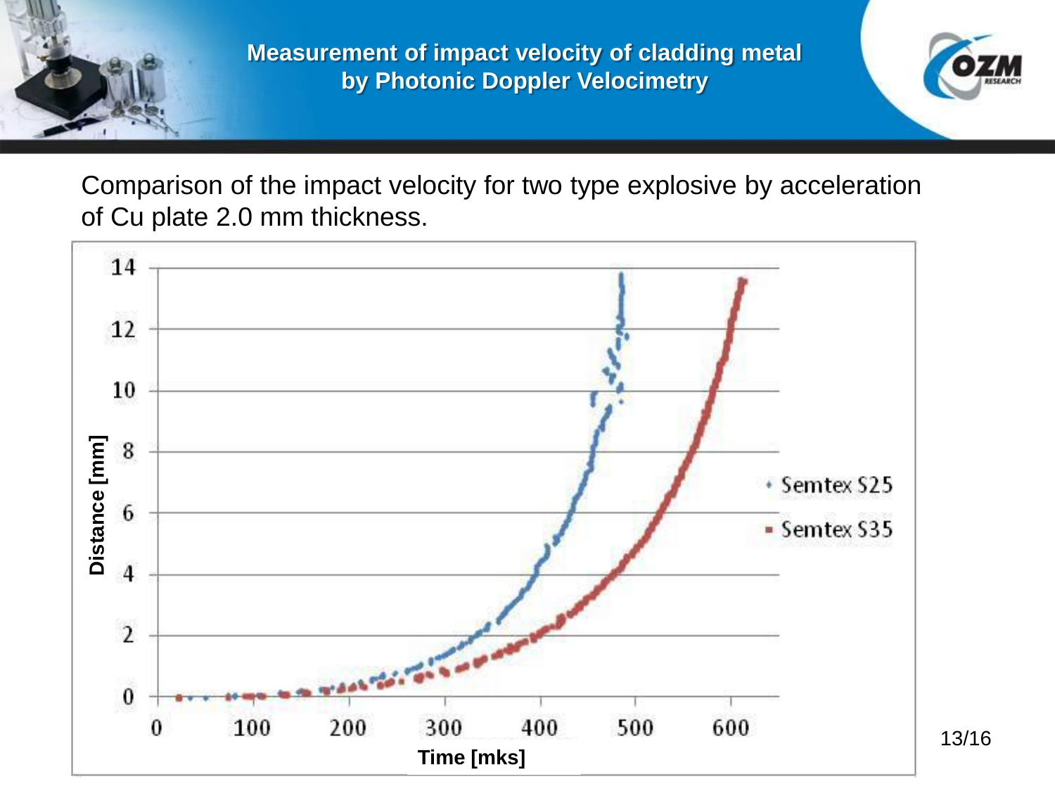# Measurement of impact velocity of cladding metal by Photonic Doppler Velocimetry

Comparison of the impact velocity for two type explosive by acceleration of Cu plate 2.0 mm thickness.

Distance [mm]

Time [mks]

- Semtex S25
- Semtex S35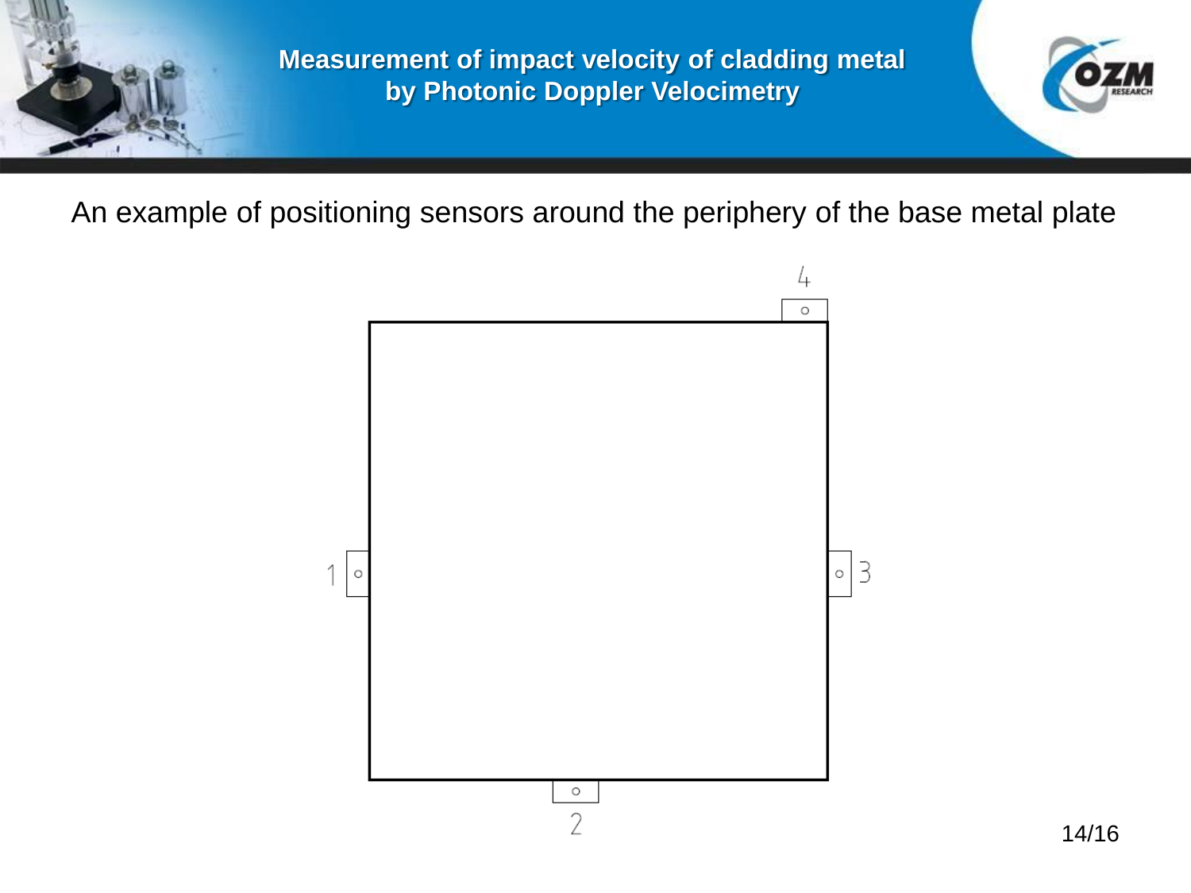# Measurement of impact velocity of cladding metal by Photonic Doppler Velocimetry

An example of positioning sensors around the periphery of the base metal plate

4

1

3

2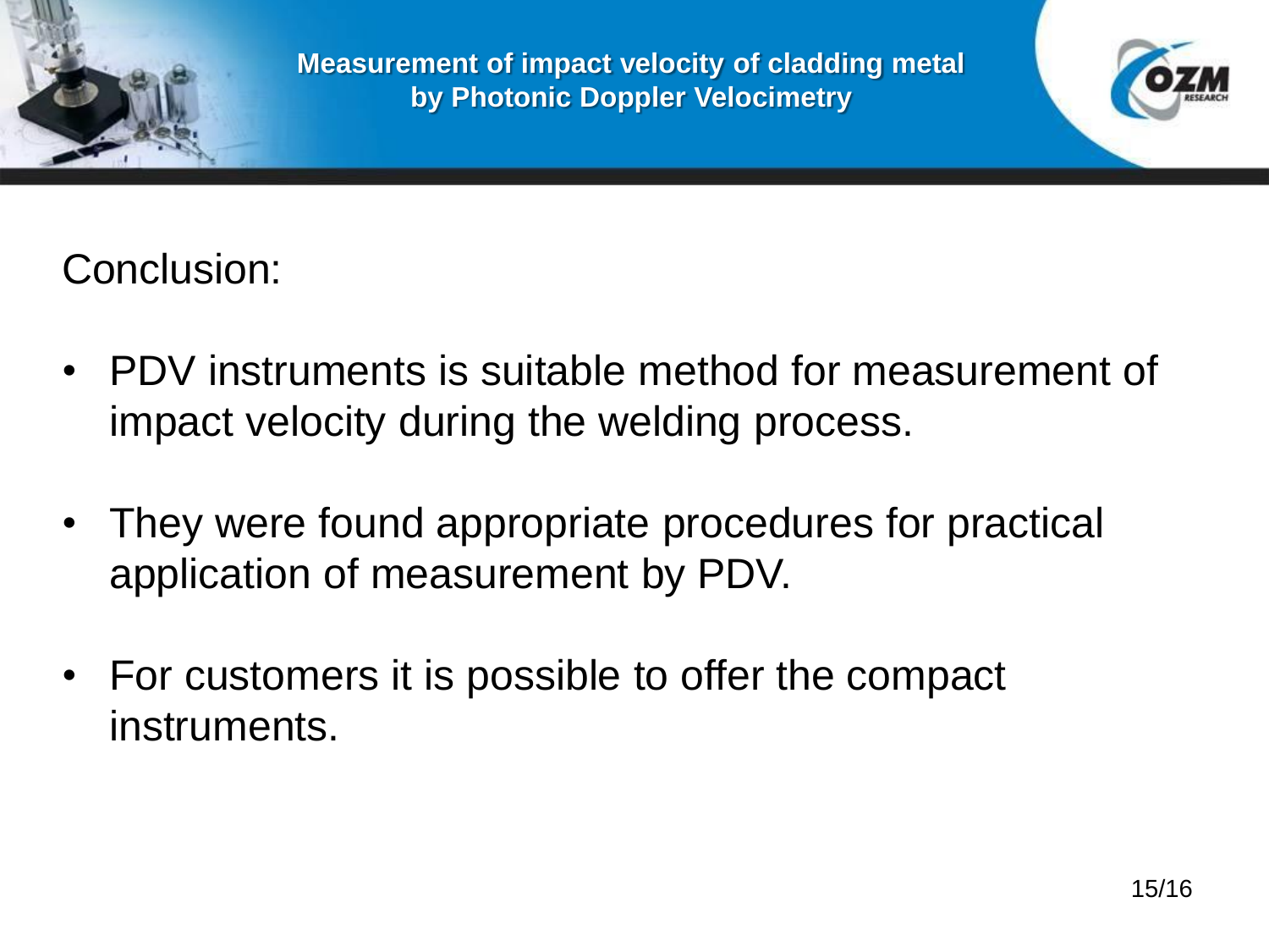## Conclusion:

- PDV instruments is suitable method for measurement of impact velocity during the welding process.
- They were found appropriate procedures for practical application of measurement by PDV.
- For customers it is possible to offer the compact instruments.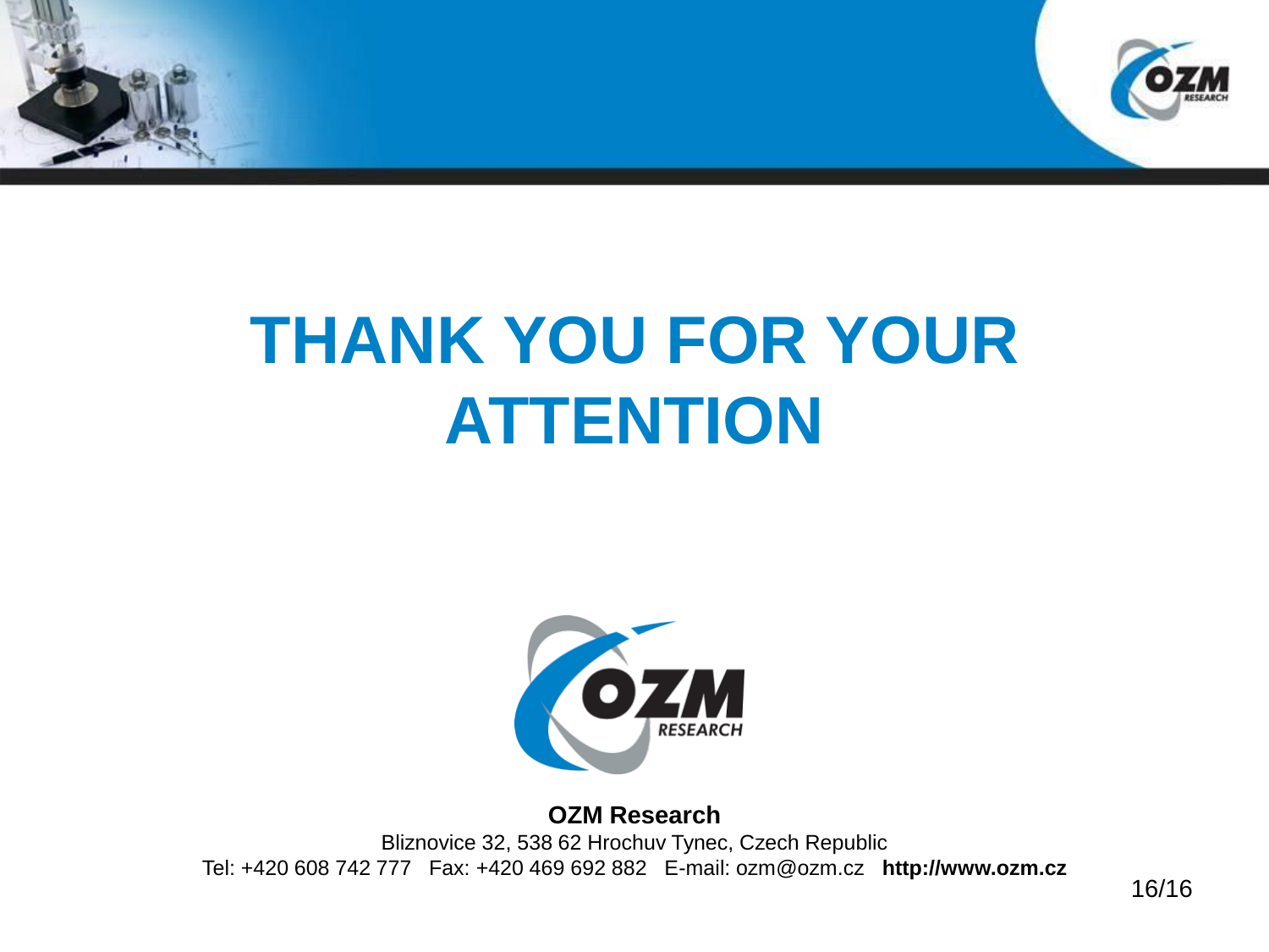# THANK YOU FOR YOUR ATTENTION

**OZM Research**

Bliznovice 32, 538 62 Hrochuv Tynec, Czech Republic

Tel: +420 608 742 777   Fax: +420 469 692 882   E-mail: ozm@ozm.cz   **http://www.ozm.cz**